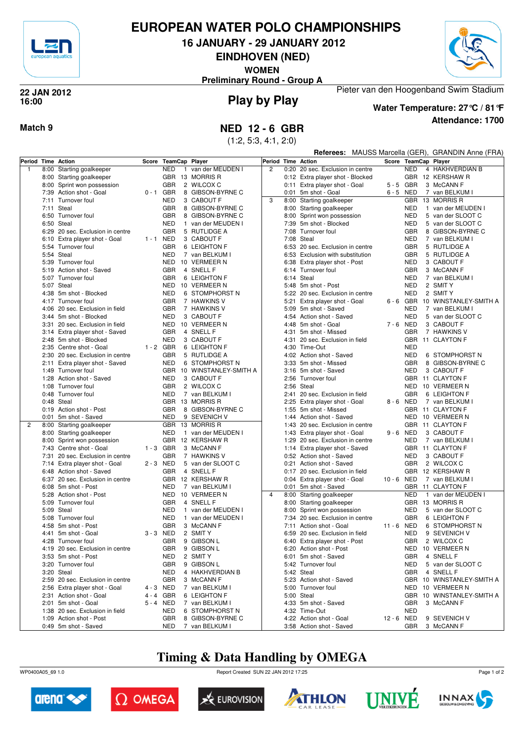# EUROPEAN WATER POLO CHAMPIONSHIPS

## 16 JANUARY - 29 JANUARY 2012

## EINDHOVEN (NED)

**WOMEN**

**Preliminary Round - Group A**

**22 JAN 2012**
**16:00**

## Play by Play

Pieter van den Hoogenband Swim Stadium

**Water Temperature: 27°C / 81°F**

**Attendance: 1700**

**Match 9**

## NED 12 - 6 GBR

(1:2, 5:3, 4:1, 2:0)

**Referees:** MAUSS Marcella (GER), GRANDIN Anne (FRA)

| Period | Time | Action | Score | TeamCap | | Player |
|---|---|---|---|---|---|---|
| 1 | 8:00 | Starting goalkeeper | | NED | 1 | van der MEIJDEN I |
| | 8:00 | Starting goalkeeper | | GBR | 13 | MORRIS R |
| | 8:00 | Sprint won possession | | GBR | 2 | WILCOX C |
| | 7:39 | Action shot - Goal | 0 - 1 | GBR | 8 | GIBSON-BYRNE C |
| | 7:11 | Turnover foul | | NED | 3 | CABOUT F |
| | 7:11 | Steal | | GBR | 8 | GIBSON-BYRNE C |
| | 6:50 | Turnover foul | | GBR | 8 | GIBSON-BYRNE C |
| | 6:50 | Steal | | NED | 1 | van der MEIJDEN I |
| | 6:29 | 20 sec. Exclusion in centre | | GBR | 5 | RUTLIDGE A |
| | 6:10 | Extra player shot - Goal | 1 - 1 | NED | 3 | CABOUT F |
| | 5:54 | Turnover foul | | GBR | 6 | LEIGHTON F |
| | 5:54 | Steal | | NED | 7 | van BELKUM I |
| | 5:39 | Turnover foul | | NED | 10 | VERMEER N |
| | 5:19 | Action shot - Saved | | GBR | 4 | SNELL F |
| | 5:07 | Turnover foul | | GBR | 6 | LEIGHTON F |
| | 5:07 | Steal | | NED | 10 | VERMEER N |
| | 4:38 | 5m shot - Blocked | | NED | 6 | STOMPHORST N |
| | 4:17 | Turnover foul | | GBR | 7 | HAWKINS V |
| | 4:06 | 20 sec. Exclusion in field | | GBR | 7 | HAWKINS V |
| | 3:44 | 5m shot - Blocked | | NED | 3 | CABOUT F |
| | 3:31 | 20 sec. Exclusion in field | | NED | 10 | VERMEER N |
| | 3:14 | Extra player shot - Saved | | GBR | 4 | SNELL F |
| | 2:48 | 5m shot - Blocked | | NED | 3 | CABOUT F |
| | 2:35 | Centre shot - Goal | 1 - 2 | GBR | 6 | LEIGHTON F |
| | 2:30 | 20 sec. Exclusion in centre | | GBR | 5 | RUTLIDGE A |
| | 2:11 | Extra player shot - Saved | | NED | 6 | STOMPHORST N |
| | 1:49 | Turnover foul | | GBR | 10 | WINSTANLEY-SMITH A |
| | 1:28 | Action shot - Saved | | NED | 3 | CABOUT F |
| | 1:08 | Turnover foul | | GBR | 2 | WILCOX C |
| | 0:48 | Turnover foul | | NED | 7 | van BELKUM I |
| | 0:48 | Steal | | GBR | 13 | MORRIS R |
| | 0:19 | Action shot - Post | | GBR | 8 | GIBSON-BYRNE C |
| | 0:01 | 5m shot - Saved | | NED | 9 | SEVENICH V |
| 2 | 8:00 | Starting goalkeeper | | GBR | 13 | MORRIS R |
| | 8:00 | Starting goalkeeper | | NED | 1 | van der MEIJDEN I |
| | 8:00 | Sprint won possession | | GBR | 12 | KERSHAW R |
| | 7:43 | Centre shot - Goal | 1 - 3 | GBR | 3 | McCANN F |
| | 7:31 | 20 sec. Exclusion in centre | | GBR | 7 | HAWKINS V |
| | 7:14 | Extra player shot - Goal | 2 - 3 | NED | 5 | van der SLOOT C |
| | 6:48 | Action shot - Saved | | GBR | 4 | SNELL F |
| | 6:37 | 20 sec. Exclusion in centre | | GBR | 12 | KERSHAW R |
| | 6:08 | 5m shot - Post | | NED | 7 | van BELKUM I |
| | 5:28 | Action shot - Post | | NED | 10 | VERMEER N |
| | 5:09 | Turnover foul | | GBR | 4 | SNELL F |
| | 5:09 | Steal | | NED | 1 | van der MEIJDEN I |
| | 5:08 | Turnover foul | | NED | 1 | van der MEIJDEN I |
| | 4:58 | 5m shot - Post | | GBR | 3 | McCANN F |
| | 4:41 | 5m shot - Goal | 3 - 3 | NED | 2 | SMIT Y |
| | 4:28 | Turnover foul | | GBR | 9 | GIBSON L |
| | 4:19 | 20 sec. Exclusion in centre | | GBR | 9 | GIBSON L |
| | 3:53 | 5m shot - Post | | NED | 2 | SMIT Y |
| | 3:20 | Turnover foul | | GBR | 9 | GIBSON L |
| | 3:20 | Steal | | NED | 4 | HAKHVERDIAN B |
| | 2:59 | 20 sec. Exclusion in centre | | GBR | 3 | McCANN F |
| | 2:56 | Extra player shot - Goal | 4 - 3 | NED | 7 | van BELKUM I |
| | 2:31 | Action shot - Goal | 4 - 4 | GBR | 6 | LEIGHTON F |
| | 2:01 | 5m shot - Goal | 5 - 4 | NED | 7 | van BELKUM I |
| | 1:38 | 20 sec. Exclusion in field | | NED | 6 | STOMPHORST N |
| | 1:09 | Action shot - Post | | GBR | 8 | GIBSON-BYRNE C |
| | 0:49 | 5m shot - Saved | | NED | 7 | van BELKUM I |
| 2 | 0:20 | 20 sec. Exclusion in centre | | NED | 4 | HAKHVERDIAN B |
| | 0:12 | Extra player shot - Blocked | | GBR | 12 | KERSHAW R |
| | 0:11 | Extra player shot - Goal | 5 - 5 | GBR | 3 | McCANN F |
| | 0:01 | 5m shot - Goal | 6 - 5 | NED | 7 | van BELKUM I |
| 3 | 8:00 | Starting goalkeeper | | GBR | 13 | MORRIS R |
| | 8:00 | Starting goalkeeper | | NED | 1 | van der MEIJDEN I |
| | 8:00 | Sprint won possession | | NED | 5 | van der SLOOT C |
| | 7:39 | 5m shot - Blocked | | NED | 5 | van der SLOOT C |
| | 7:08 | Turnover foul | | GBR | 8 | GIBSON-BYRNE C |
| | 7:08 | Steal | | NED | 7 | van BELKUM I |
| | 6:53 | 20 sec. Exclusion in centre | | GBR | 5 | RUTLIDGE A |
| | 6:53 | Exclusion with substitution | | GBR | 5 | RUTLIDGE A |
| | 6:38 | Extra player shot - Post | | NED | 3 | CABOUT F |
| | 6:14 | Turnover foul | | GBR | 3 | McCANN F |
| | 6:14 | Steal | | NED | 7 | van BELKUM I |
| | 5:48 | 5m shot - Post | | NED | 2 | SMIT Y |
| | 5:22 | 20 sec. Exclusion in centre | | NED | 2 | SMIT Y |
| | 5:21 | Extra player shot - Goal | 6 - 6 | GBR | 10 | WINSTANLEY-SMITH A |
| | 5:09 | 5m shot - Saved | | NED | 7 | van BELKUM I |
| | 4:54 | Action shot - Saved | | NED | 5 | van der SLOOT C |
| | 4:48 | 5m shot - Goal | 7 - 6 | NED | 3 | CABOUT F |
| | 4:31 | 5m shot - Missed | | GBR | 7 | HAWKINS V |
| | 4:31 | 20 sec. Exclusion in field | | GBR | 11 | CLAYTON F |
| | 4:30 | Time-Out | | NED | | |
| | 4:02 | Action shot - Saved | | NED | 6 | STOMPHORST N |
| | 3:33 | 5m shot - Missed | | GBR | 8 | GIBSON-BYRNE C |
| | 3:16 | 5m shot - Saved | | NED | 3 | CABOUT F |
| | 2:56 | Turnover foul | | GBR | 11 | CLAYTON F |
| | 2:56 | Steal | | NED | 10 | VERMEER N |
| | 2:41 | 20 sec. Exclusion in field | | GBR | 6 | LEIGHTON F |
| | 2:25 | Extra player shot - Goal | 8 - 6 | NED | 7 | van BELKUM I |
| | 1:55 | 5m shot - Missed | | GBR | 11 | CLAYTON F |
| | 1:44 | Action shot - Saved | | NED | 10 | VERMEER N |
| | 1:43 | 20 sec. Exclusion in centre | | GBR | 11 | CLAYTON F |
| | 1:43 | Extra player shot - Goal | 9 - 6 | NED | 3 | CABOUT F |
| | 1:29 | 20 sec. Exclusion in centre | | NED | 7 | van BELKUM I |
| | 1:14 | Extra player shot - Saved | | GBR | 11 | CLAYTON F |
| | 0:52 | Action shot - Saved | | NED | 3 | CABOUT F |
| | 0:21 | Action shot - Saved | | GBR | 2 | WILCOX C |
| | 0:17 | 20 sec. Exclusion in field | | GBR | 12 | KERSHAW R |
| | 0:04 | Extra player shot - Goal | 10 - 6 | NED | 7 | van BELKUM I |
| | 0:01 | 5m shot - Saved | | GBR | 11 | CLAYTON F |
| 4 | 8:00 | Starting goalkeeper | | NED | 1 | van der MEIJDEN I |
| | 8:00 | Starting goalkeeper | | GBR | 13 | MORRIS R |
| | 8:00 | Sprint won possession | | NED | 5 | van der SLOOT C |
| | 7:34 | 20 sec. Exclusion in centre | | GBR | 6 | LEIGHTON F |
| | 7:11 | Action shot - Goal | 11 - 6 | NED | 6 | STOMPHORST N |
| | 6:59 | 20 sec. Exclusion in field | | NED | 9 | SEVENICH V |
| | 6:40 | Extra player shot - Post | | GBR | 2 | WILCOX C |
| | 6:20 | Action shot - Post | | NED | 10 | VERMEER N |
| | 6:01 | 5m shot - Saved | | GBR | 4 | SNELL F |
| | 5:42 | Turnover foul | | NED | 5 | van der SLOOT C |
| | 5:42 | Steal | | GBR | 4 | SNELL F |
| | 5:23 | Action shot - Saved | | GBR | 10 | WINSTANLEY-SMITH A |
| | 5:00 | Turnover foul | | NED | 10 | VERMEER N |
| | 5:00 | Steal | | GBR | 10 | WINSTANLEY-SMITH A |
| | 4:33 | 5m shot - Saved | | GBR | 3 | McCANN F |
| | 4:32 | Time-Out | | NED | | |
| | 4:22 | Action shot - Goal | 12 - 6 | NED | 9 | SEVENICH V |
| | 3:58 | Action shot - Saved | | GBR | 3 | McCANN F |

**Timing & Data Handling by OMEGA**

WP0400A05_69 1.0 Report Created SUN 22 JAN 2012 17:25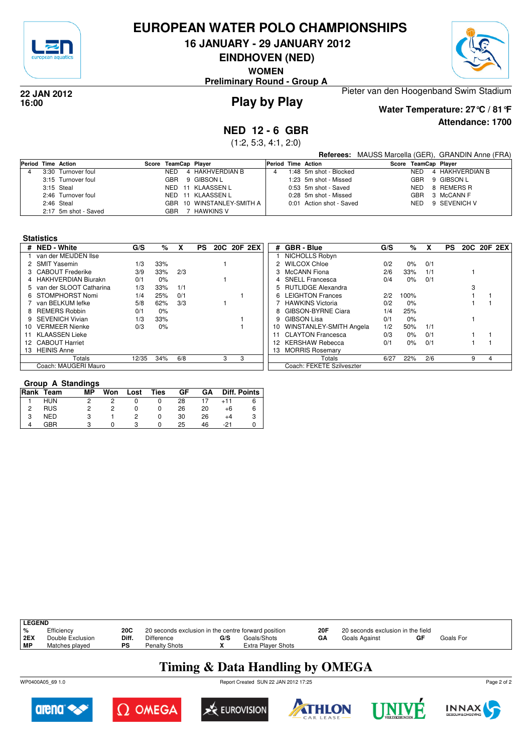# EUROPEAN WATER POLO CHAMPIONSHIPS

**16 JANUARY - 29 JANUARY 2012**

**EINDHOVEN (NED)**

**WOMEN**

**Preliminary Round - Group A**

**22 JAN 2012**
**16:00**

## Play by Play

Pieter van den Hoogenband Swim Stadium

**Water Temperature: 27°C / 81°F**

**Attendance: 1700**

### NED 12 - 6 GBR

(1:2, 5:3, 4:1, 2:0)

**Referees:** MAUSS Marcella (GER), GRANDIN Anne (FRA)

| Period | Time | Action | Score | TeamCap | Player |
|---|---|---|---|---|---|
| 4 | 3:30 | Turnover foul | | NED 4 | HAKHVERDIAN B |
| | 3:15 | Turnover foul | | GBR 9 | GIBSON L |
| | 3:15 | Steal | | NED 11 | KLAASSEN L |
| | 2:46 | Turnover foul | | NED 11 | KLAASSEN L |
| | 2:46 | Steal | | GBR 10 | WINSTANLEY-SMITH A |
| | 2:17 | 5m shot - Saved | | GBR 7 | HAWKINS V |
| 4 | 1:48 | 5m shot - Blocked | | NED 4 | HAKHVERDIAN B |
| | 1:23 | 5m shot - Missed | | GBR 9 | GIBSON L |
| | 0:53 | 5m shot - Saved | | NED 8 | REMERS R |
| | 0:28 | 5m shot - Missed | | GBR 3 | McCANN F |
| | 0:01 | Action shot - Saved | | NED 9 | SEVENICH V |

### Statistics

| # | NED - White | G/S | % | X | PS | 20C | 20F | 2EX |
|---|---|---|---|---|---|---|---|---|
| 1 | van der MEIJDEN Ilse | | | | | | | |
| 2 | SMIT Yasemin | 1/3 | 33% | | | 1 | | |
| 3 | CABOUT Frederike | 3/9 | 33% | 2/3 | | | | |
| 4 | HAKHVERDIAN Biurakn | 0/1 | 0% | | | 1 | | |
| 5 | van der SLOOT Catharina | 1/3 | 33% | 1/1 | | | | |
| 6 | STOMPHORST Nomi | 1/4 | 25% | 0/1 | | | 1 | |
| 7 | van BELKUM Iefke | 5/8 | 62% | 3/3 | | 1 | | |
| 8 | REMERS Robbin | 0/1 | 0% | | | | | |
| 9 | SEVENICH Vivian | 1/3 | 33% | | | | 1 | |
| 10 | VERMEER Nienke | 0/3 | 0% | | | | 1 | |
| 11 | KLAASSEN Lieke | | | | | | | |
| 12 | CABOUT Harriet | | | | | | | |
| 13 | HEINIS Anne | | | | | | | |
| | Totals | 12/35 | 34% | 6/8 | | 3 | 3 | |
| | Coach: MAUGERI Mauro | | | | | | | |

| # | GBR - Blue | G/S | % | X | PS | 20C | 20F | 2EX |
|---|---|---|---|---|---|---|---|---|
| 1 | NICHOLLS Robyn | | | | | | | |
| 2 | WILCOX Chloe | 0/2 | 0% | 0/1 | | | | |
| 3 | McCANN Fiona | 2/6 | 33% | 1/1 | | | 1 | |
| 4 | SNELL Francesca | 0/4 | 0% | 0/1 | | | | |
| 5 | RUTLIDGE Alexandra | | | | | | 3 | |
| 6 | LEIGHTON Frances | 2/2 | 100% | | | | 1 | 1 |
| 7 | HAWKINS Victoria | 0/2 | 0% | | | | 1 | 1 |
| 8 | GIBSON-BYRNE Ciara | 1/4 | 25% | | | | | |
| 9 | GIBSON Lisa | 0/1 | 0% | | | | 1 | |
| 10 | WINSTANLEY-SMITH Angela | 1/2 | 50% | 1/1 | | | | |
| 11 | CLAYTON Francesca | 0/3 | 0% | 0/1 | | | 1 | 1 |
| 12 | KERSHAW Rebecca | 0/1 | 0% | 0/1 | | | 1 | 1 |
| 13 | MORRIS Rosemary | | | | | | | |
| | Totals | 6/27 | 22% | 2/6 | | | 9 | 4 |
| | Coach: FEKETE Szilveszter | | | | | | | |

### Group A Standings

| Rank | Team | MP | Won | Lost | Ties | GF | GA | Diff. | Points |
|---|---|---|---|---|---|---|---|---|---|
| 1 | HUN | 2 | 2 | 0 | 0 | 28 | 17 | +11 | 6 |
| 2 | RUS | 2 | 2 | 0 | 0 | 26 | 20 | +6 | 6 |
| 3 | NED | 3 | 1 | 2 | 0 | 30 | 26 | +4 | 3 |
| 4 | GBR | 3 | 0 | 3 | 0 | 25 | 46 | -21 | 0 |

**LEGEND**

| | | | | | | | |
|---|---|---|---|---|---|---|---|
| % | Efficiency | 20C | 20 seconds exclusion in the centre forward position | | | 20F | 20 seconds exclusion in the field |
| 2EX | Double Exclusion | Diff. | Difference | G/S | Goals/Shots | GA | Goals Against |
| MP | Matches played | PS | Penalty Shots | X | Extra Player Shots | GF | Goals For |

**Timing & Data Handling by OMEGA**

WP0400A05_69 1.0 Report Created SUN 22 JAN 2012 17:25